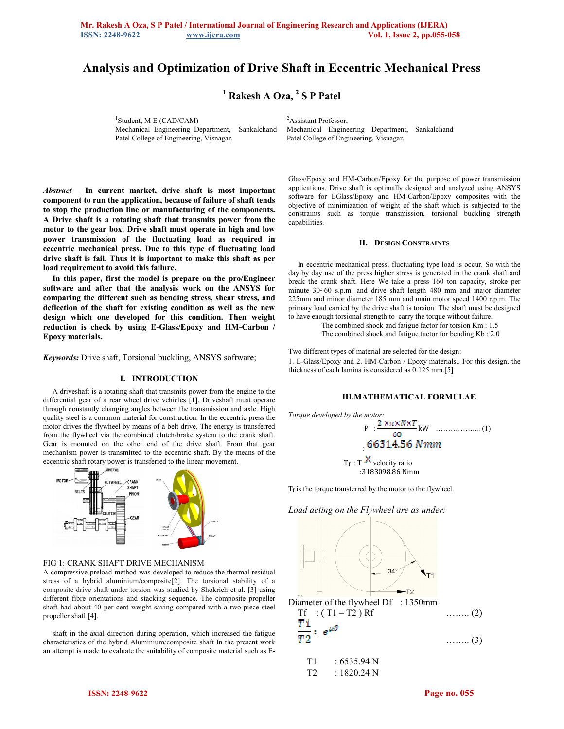# Analysis and Optimization of Drive Shaft in Eccentric Mechanical Press

**[1] Rakesh A Oza, [2] S P Patel**

[1]Student, M E (CAD/CAM)
Mechanical Engineering Department, Sankalchand Patel College of Engineering, Visnagar.

[2]Assistant Professor,
Mechanical Engineering Department, Sankalchand Patel College of Engineering, Visnagar.

***Abstract*— In current market, drive shaft is most important component to run the application, because of failure of shaft tends to stop the production line or manufacturing of the components. A Drive shaft is a rotating shaft that transmits power from the motor to the gear box. Drive shaft must operate in high and low power transmission of the fluctuating load as required in eccentric mechanical press. Due to this type of fluctuating load drive shaft is fail. Thus it is important to make this shaft as per load requirement to avoid this failure.**

**In this paper, first the model is prepare on the pro/Engineer software and after that the analysis work on the ANSYS for comparing the different such as bending stress, shear stress, and deflection of the shaft for existing condition as well as the new design which one developed for this condition. Then weight reduction is check by using E-Glass/Epoxy and HM-Carbon / Epoxy materials.**

***Keywords:*** Drive shaft, Torsional buckling, ANSYS software;

## I. INTRODUCTION

A driveshaft is a rotating shaft that transmits power from the engine to the differential gear of a rear wheel drive vehicles [1]. Driveshaft must operate through constantly changing angles between the transmission and axle. High quality steel is a common material for construction. In the eccentric press the motor drives the flywheel by means of a belt drive. The energy is transferred from the flywheel via the combined clutch/brake system to the crank shaft. Gear is mounted on the other end of the drive shaft. From that gear mechanism power is transmitted to the eccentric shaft. By the means of the eccentric shaft rotary power is transferred to the linear movement.

FIG 1: CRANK SHAFT DRIVE MECHANISM

A compressive preload method was developed to reduce the thermal residual stress of a hybrid aluminium/composite[2]. The torsional stability of a composite drive shaft under torsion was studied by Shokrieh et al. [3] using different fibre orientations and stacking sequence. The composite propeller shaft had about 40 per cent weight saving compared with a two-piece steel propeller shaft [4].

shaft in the axial direction during operation, which increased the fatigue characteristics of the hybrid Aluminium/composite shaft In the present work an attempt is made to evaluate the suitability of composite material such as E-Glass/Epoxy and HM-Carbon/Epoxy for the purpose of power transmission applications. Drive shaft is optimally designed and analyzed using ANSYS software for EGlass/Epoxy and HM-Carbon/Epoxy composites with the objective of minimization of weight of the shaft which is subjected to the constraints such as torque transmission, torsional buckling strength capabilities.

## II. DESIGN CONSTRAINTS

In eccentric mechanical press, fluctuating type load is occur. So with the day by day use of the press higher stress is generated in the crank shaft and break the crank shaft. Here We take a press 160 ton capacity, stroke per minute 30~60 s.p.m. and drive shaft length 480 mm and major diameter 225mm and minor diameter 185 mm and main motor speed 1400 r.p.m. The primary load carried by the drive shaft is torsion. The shaft must be designed to have enough torsional strength to carry the torque without failure.

The combined shock and fatigue factor for torsion Km : 1.5

The combined shock and fatigue factor for bending Kb : 2.0

Two different types of material are selected for the design:

1. E-Glass/Epoxy and 2. HM-Carbon / Epoxy materials.. For this design, the thickness of each lamina is considered as 0.125 mm.[5]

## III. MATHEMATICAL FORMULAE

*Torque developed by the motor:*

$$P : \frac{2 \times \pi \times N \times T}{60} \text{ kW} \quad \ldots\ldots\ldots\ldots\ldots (1)$$

$$: 66314.56 \ Nmm$$

$$T_f : T \times \text{velocity ratio}$$

$$: 3183098.86 \text{ Nmm}$$

$T_f$ is the torque transferred by the motor to the flywheel.

*Load acting on the Flywheel are as under:*

Diameter of the flywheel Df : 1350mm

$$T_f : (T_1 - T_2)\, R_f \quad \ldots\ldots (2)$$

$$\frac{T_1}{T_2} : e^{\mu\theta} \quad \ldots\ldots (3)$$

T1 : 6535.94 N

T2 : 1820.24 N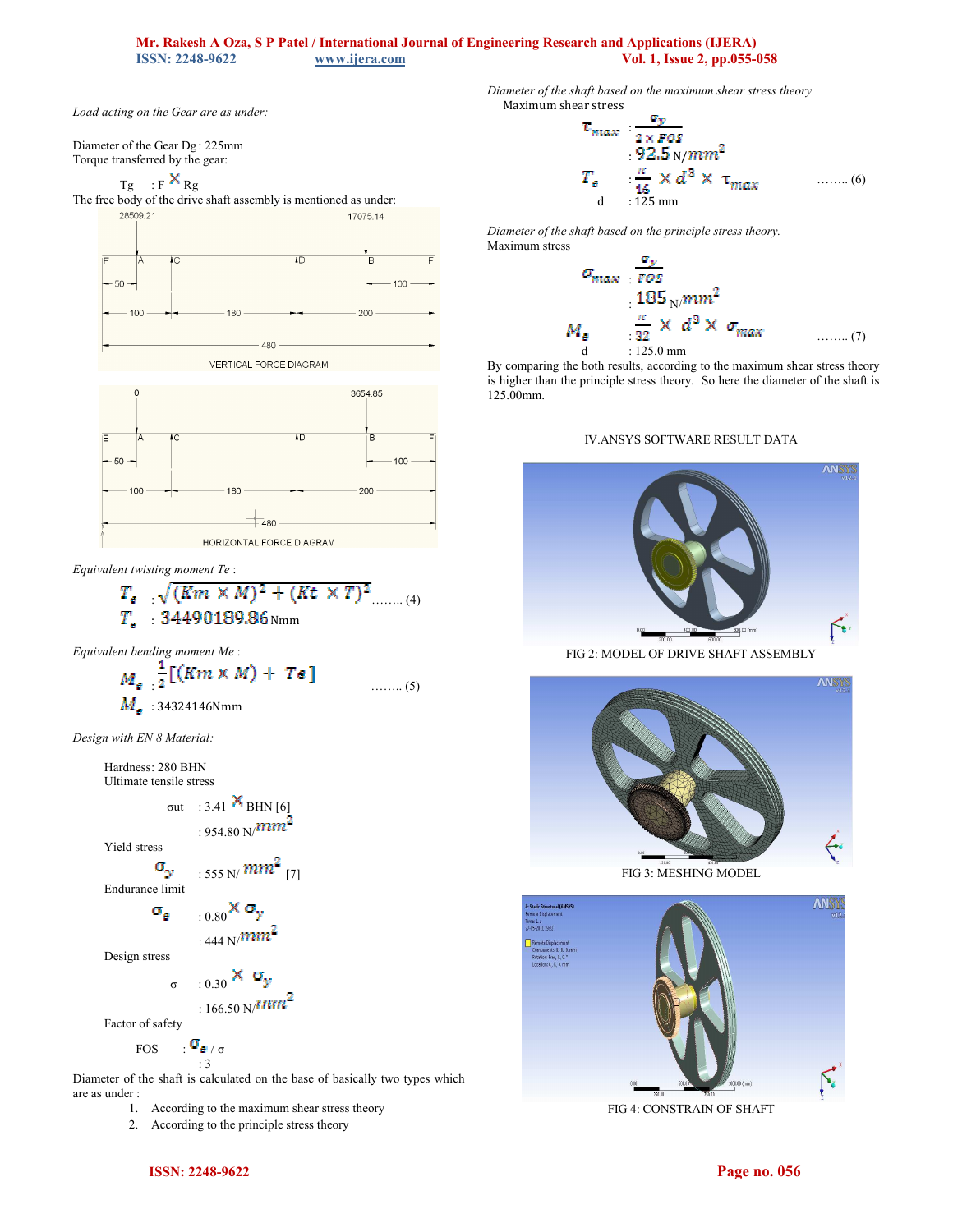*Load acting on the Gear are as under:*

Diameter of the Gear Dg : 225mm
Torque transferred by the gear:

$T_g$ : $F \times R_g$

The free body of the drive shaft assembly is mentioned as under:

VERTICAL FORCE DIAGRAM

HORIZONTAL FORCE DIAGRAM

*Equivalent twisting moment Te :*

$$T_e : \sqrt{(Km \times M)^2 + (Kt \times T)^2} \quad \text{........ (4)}$$

$$T_e : 34490189.86 \text{ Nmm}$$

*Equivalent bending moment Me :*

$$M_e : \frac{1}{2}[(Km \times M) + Te] \quad \text{........ (5)}$$

$$M_e : 34324146 \text{Nmm}$$

*Design with EN 8 Material:*

Hardness: 280 BHN
Ultimate tensile stress

$\sigma ut$ : $3.41 \times$ BHN [6]
: 954.80 N/$mm^2$

Yield stress

$\sigma_y$ : 555 N/ $mm^2$ [7]

Endurance limit

$\sigma_e$ : $0.80 \times \sigma_y$
: 444 N/$mm^2$

Design stress

$\sigma$ : $0.30 \times \sigma_y$
: 166.50 N/$mm^2$

Factor of safety

FOS : $\sigma_e$ / $\sigma$
: 3

Diameter of the shaft is calculated on the base of basically two types which are as under :

1. According to the maximum shear stress theory
2. According to the principle stress theory

*Diameter of the shaft based on the maximum shear stress theory*

Maximum shear stress

$$\tau_{max} : \frac{\sigma_y}{2 \times FOS}$$

: 92.5 N/$mm^2$

$$T_e : \frac{\pi}{16} \times d^3 \times \tau_{max} \quad \text{........ (6)}$$

d : 125 mm

*Diameter of the shaft based on the principle stress theory.*

Maximum stress

$$\sigma_{max} : \frac{\sigma_y}{FOS}$$

: 185 N/$mm^2$

$$M_e : \frac{\pi}{32} \times d^3 \times \sigma_{max} \quad \text{........ (7)}$$

d : 125.0 mm

By comparing the both results, according to the maximum shear stress theory is higher than the principle stress theory. So here the diameter of the shaft is 125.00mm.

## IV.ANSYS SOFTWARE RESULT DATA

FIG 2: MODEL OF DRIVE SHAFT ASSEMBLY

FIG 3: MESHING MODEL

FIG 4: CONSTRAIN OF SHAFT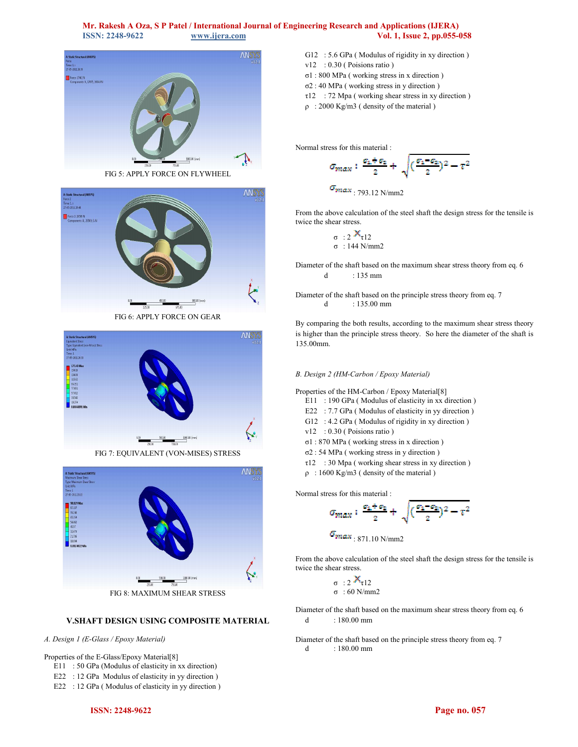FIG 5: APPLY FORCE ON FLYWHEEL

FIG 6: APPLY FORCE ON GEAR

FIG 7: EQUIVALENT (VON-MISES) STRESS

FIG 8: MAXIMUM SHEAR STRESS

## V.SHAFT DESIGN USING COMPOSITE MATERIAL

*A. Design 1 (E-Glass / Epoxy Material)*

Properties of the E-Glass/Epoxy Material[8]

- $E_{11}$ : 50 GPa (Modulus of elasticity in xx direction)
- $E_{22}$ : 12 GPa Modulus of elasticity in yy direction )
- $E_{22}$ : 12 GPa ( Modulus of elasticity in yy direction )
- $G_{12}$ : 5.6 GPa ( Modulus of rigidity in xy direction )
- $\nu_{12}$ : 0.30 ( Poisions ratio )
- $\sigma_1$ : 800 MPa ( working stress in x direction )
- $\sigma_2$ : 40 MPa ( working stress in y direction )
- $\tau_{12}$ : 72 Mpa ( working shear stress in xy direction )
- $\rho$ : 2000 Kg/m3 ( density of the material )

Normal stress for this material :

$$\sigma_{max} : \frac{\sigma_1 + \sigma_2}{2} + \sqrt{\left(\frac{\sigma_1 - \sigma_2}{2}\right)^2 - \tau^2}$$

$\sigma_{max}$ : 793.12 N/mm2

From the above calculation of the steel shaft the design stress for the tensile is twice the shear stress.

$\sigma$ : 2 $\times$ $\tau_{12}$
$\sigma$ : 144 N/mm2

Diameter of the shaft based on the maximum shear stress theory from eq. 6
d : 135 mm

Diameter of the shaft based on the principle stress theory from eq. 7
d : 135.00 mm

By comparing the both results, according to the maximum shear stress theory is higher than the principle stress theory. So here the diameter of the shaft is 135.00mm.

*B. Design 2 (HM-Carbon / Epoxy Material)*

Properties of the HM-Carbon / Epoxy Material[8]

- $E_{11}$ : 190 GPa ( Modulus of elasticity in xx direction )
- $E_{22}$ : 7.7 GPa ( Modulus of elasticity in yy direction )
- $G_{12}$ : 4.2 GPa ( Modulus of rigidity in xy direction )
- $\nu_{12}$ : 0.30 ( Poisions ratio )
- $\sigma_1$ : 870 MPa ( working stress in x direction )
- $\sigma_2$ : 54 MPa ( working stress in y direction )
- $\tau_{12}$ : 30 Mpa ( working shear stress in xy direction )
- $\rho$ : 1600 Kg/m3 ( density of the material )

Normal stress for this material :

$$\sigma_{max} : \frac{\sigma_1 + \sigma_2}{2} + \sqrt{\left(\frac{\sigma_1 - \sigma_2}{2}\right)^2 - \tau^2}$$

$\sigma_{max}$ : 871.10 N/mm2

From the above calculation of the steel shaft the design stress for the tensile is twice the shear stress.

$\sigma$ : 2 $\times$ $\tau_{12}$
$\sigma$ : 60 N/mm2

Diameter of the shaft based on the maximum shear stress theory from eq. 6
d : 180.00 mm

Diameter of the shaft based on the principle stress theory from eq. 7
d : 180.00 mm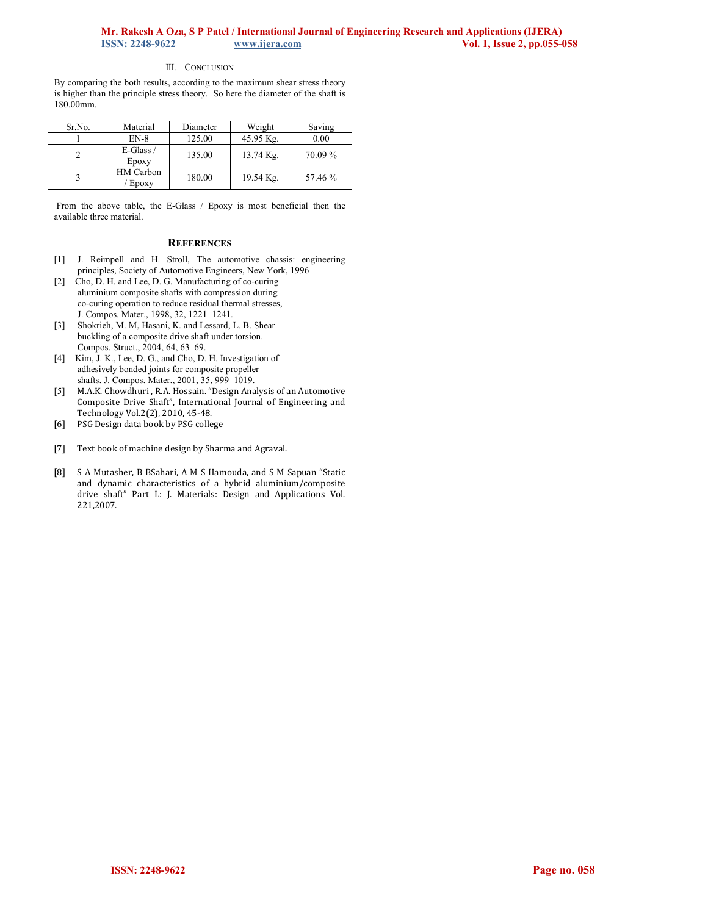## III. Conclusion

By comparing the both results, according to the maximum shear stress theory is higher than the principle stress theory. So here the diameter of the shaft is 180.00mm.

| Sr.No. | Material | Diameter | Weight | Saving |
|---|---|---|---|---|
| 1 | EN-8 | 125.00 | 45.95 Kg. | 0.00 |
| 2 | E-Glass / Epoxy | 135.00 | 13.74 Kg. | 70.09 % |
| 3 | HM Carbon / Epoxy | 180.00 | 19.54 Kg. | 57.46 % |

From the above table, the E-Glass / Epoxy is most beneficial then the available three material.

## References

[1] J. Reimpell and H. Stroll, The automotive chassis: engineering principles, Society of Automotive Engineers, New York, 1996

[2] Cho, D. H. and Lee, D. G. Manufacturing of co-curing aluminium composite shafts with compression during co-curing operation to reduce residual thermal stresses, J. Compos. Mater., 1998, 32, 1221–1241.

[3] Shokrieh, M. M, Hasani, K. and Lessard, L. B. Shear buckling of a composite drive shaft under torsion. Compos. Struct., 2004, 64, 63–69.

[4] Kim, J. K., Lee, D. G., and Cho, D. H. Investigation of adhesively bonded joints for composite propeller shafts. J. Compos. Mater., 2001, 35, 999–1019.

[5] M.A.K. Chowdhuri , R.A. Hossain. "Design Analysis of an Automotive Composite Drive Shaft", International Journal of Engineering and Technology Vol.2(2), 2010, 45-48.

[6] PSG Design data book by PSG college

[7] Text book of machine design by Sharma and Agraval.

[8] S A Mutasher, B BSahari, A M S Hamouda, and S M Sapuan "Static and dynamic characteristics of a hybrid aluminium/composite drive shaft" Part L: J. Materials: Design and Applications Vol. 221,2007.